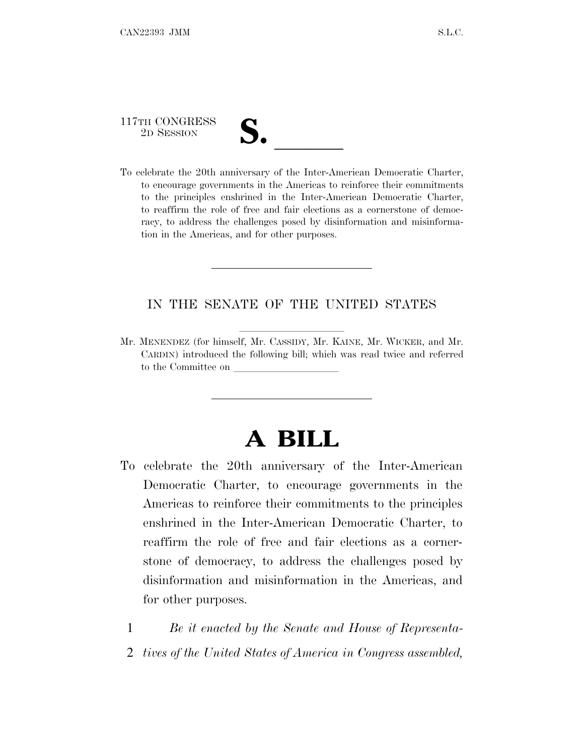117TH CONGRESS
2D SESSION

# S. ______

To celebrate the 20th anniversary of the Inter-American Democratic Charter, to encourage governments in the Americas to reinforce their commitments to the principles enshrined in the Inter-American Democratic Charter, to reaffirm the role of free and fair elections as a cornerstone of democracy, to address the challenges posed by disinformation and misinformation in the Americas, and for other purposes.

---

IN THE SENATE OF THE UNITED STATES

Mr. MENENDEZ (for himself, Mr. CASSIDY, Mr. KAINE, Mr. WICKER, and Mr. CARDIN) introduced the following bill; which was read twice and referred to the Committee on ____________________

---

# A BILL

To celebrate the 20th anniversary of the Inter-American Democratic Charter, to encourage governments in the Americas to reinforce their commitments to the principles enshrined in the Inter-American Democratic Charter, to reaffirm the role of free and fair elections as a cornerstone of democracy, to address the challenges posed by disinformation and misinformation in the Americas, and for other purposes.

1 *Be it enacted by the Senate and House of Representa-*
2 *tives of the United States of America in Congress assembled,*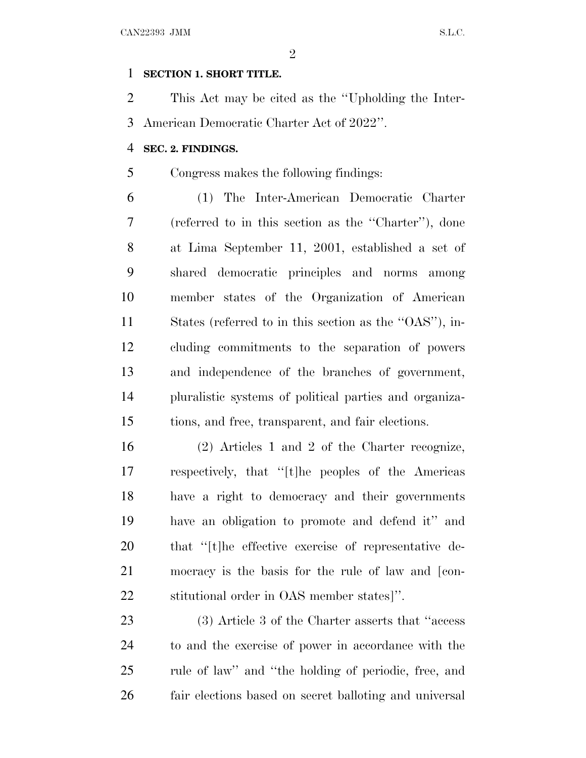**SECTION 1. SHORT TITLE.**

This Act may be cited as the ''Upholding the Inter-American Democratic Charter Act of 2022''.

**SEC. 2. FINDINGS.**

Congress makes the following findings:

(1) The Inter-American Democratic Charter (referred to in this section as the ''Charter''), done at Lima September 11, 2001, established a set of shared democratic principles and norms among member states of the Organization of American States (referred to in this section as the ''OAS''), including commitments to the separation of powers and independence of the branches of government, pluralistic systems of political parties and organizations, and free, transparent, and fair elections.

(2) Articles 1 and 2 of the Charter recognize, respectively, that ''[t]he peoples of the Americas have a right to democracy and their governments have an obligation to promote and defend it'' and that ''[t]he effective exercise of representative democracy is the basis for the rule of law and [constitutional order in OAS member states]''.

(3) Article 3 of the Charter asserts that ''access to and the exercise of power in accordance with the rule of law'' and ''the holding of periodic, free, and fair elections based on secret balloting and universal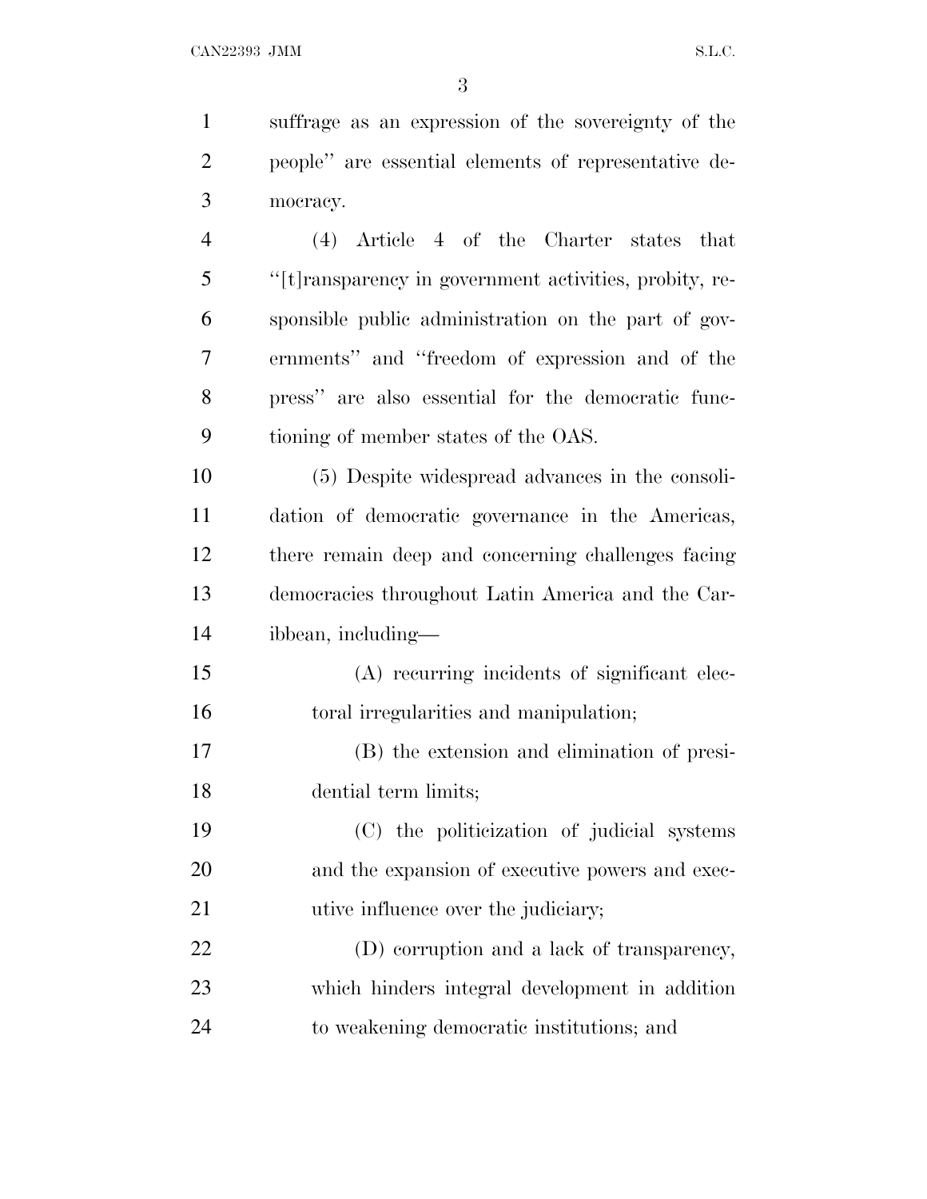suffrage as an expression of the sovereignty of the people'' are essential elements of representative democracy.

(4) Article 4 of the Charter states that ''[t]ransparency in government activities, probity, responsible public administration on the part of governments'' and ''freedom of expression and of the press'' are also essential for the democratic functioning of member states of the OAS.

(5) Despite widespread advances in the consolidation of democratic governance in the Americas, there remain deep and concerning challenges facing democracies throughout Latin America and the Caribbean, including—

(A) recurring incidents of significant electoral irregularities and manipulation;

(B) the extension and elimination of presidential term limits;

(C) the politicization of judicial systems and the expansion of executive powers and executive influence over the judiciary;

(D) corruption and a lack of transparency, which hinders integral development in addition to weakening democratic institutions; and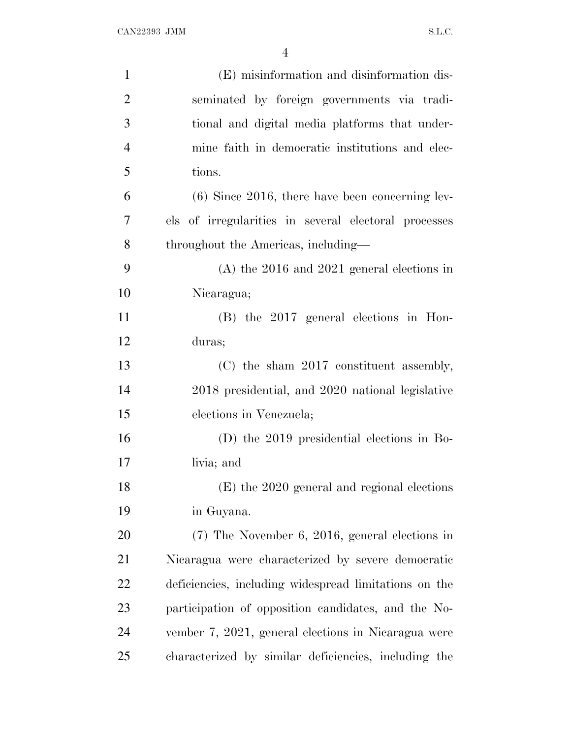(E) misinformation and disinformation disseminated by foreign governments via traditional and digital media platforms that undermine faith in democratic institutions and elections.

(6) Since 2016, there have been concerning levels of irregularities in several electoral processes throughout the Americas, including—

(A) the 2016 and 2021 general elections in Nicaragua;

(B) the 2017 general elections in Honduras;

(C) the sham 2017 constituent assembly, 2018 presidential, and 2020 national legislative elections in Venezuela;

(D) the 2019 presidential elections in Bolivia; and

(E) the 2020 general and regional elections in Guyana.

(7) The November 6, 2016, general elections in Nicaragua were characterized by severe democratic deficiencies, including widespread limitations on the participation of opposition candidates, and the November 7, 2021, general elections in Nicaragua were characterized by similar deficiencies, including the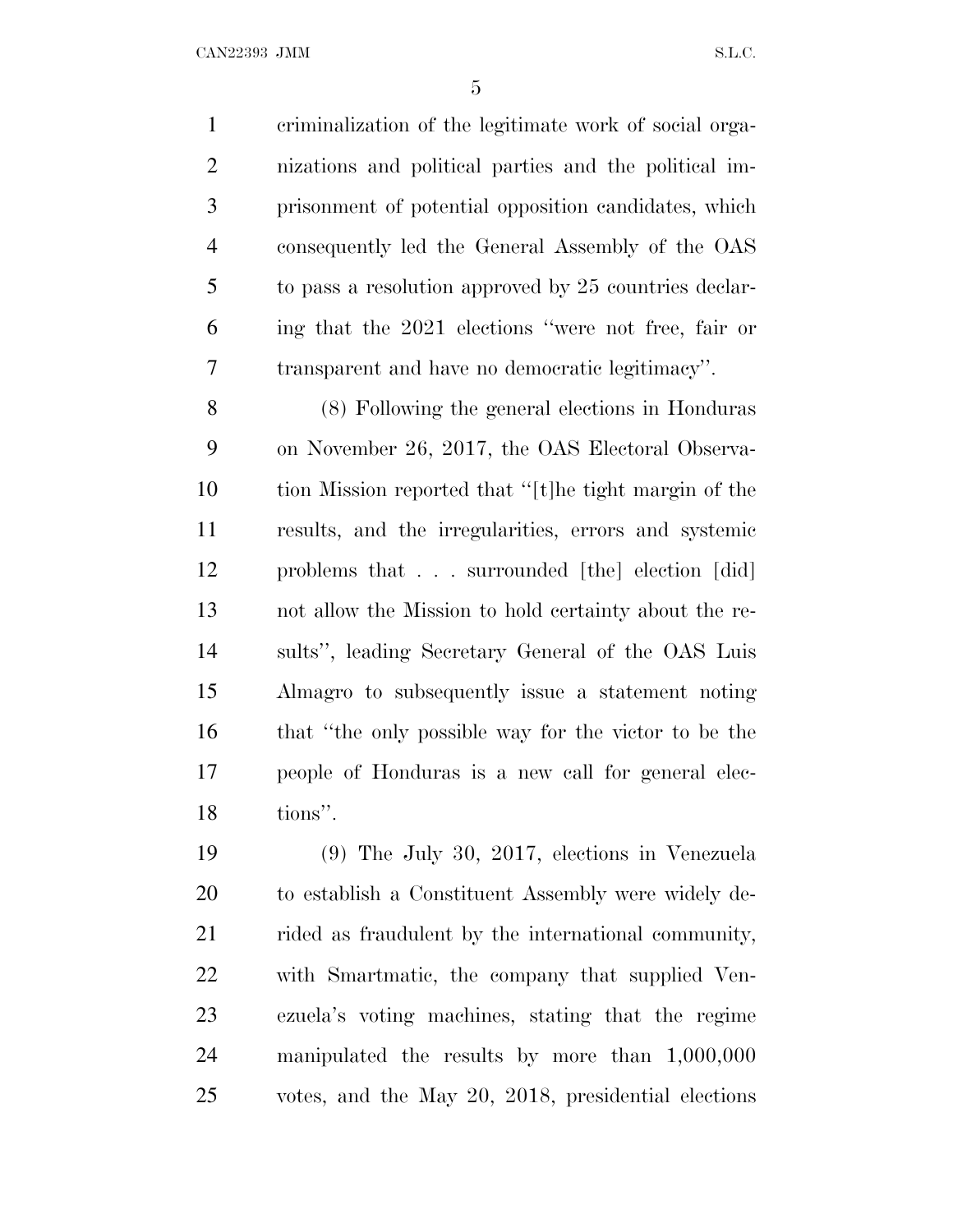criminalization of the legitimate work of social organizations and political parties and the political imprisonment of potential opposition candidates, which consequently led the General Assembly of the OAS to pass a resolution approved by 25 countries declaring that the 2021 elections ''were not free, fair or transparent and have no democratic legitimacy''.

(8) Following the general elections in Honduras on November 26, 2017, the OAS Electoral Observation Mission reported that ''[t]he tight margin of the results, and the irregularities, errors and systemic problems that . . . surrounded [the] election [did] not allow the Mission to hold certainty about the results'', leading Secretary General of the OAS Luis Almagro to subsequently issue a statement noting that ''the only possible way for the victor to be the people of Honduras is a new call for general elections''.

(9) The July 30, 2017, elections in Venezuela to establish a Constituent Assembly were widely derided as fraudulent by the international community, with Smartmatic, the company that supplied Venezuela's voting machines, stating that the regime manipulated the results by more than 1,000,000 votes, and the May 20, 2018, presidential elections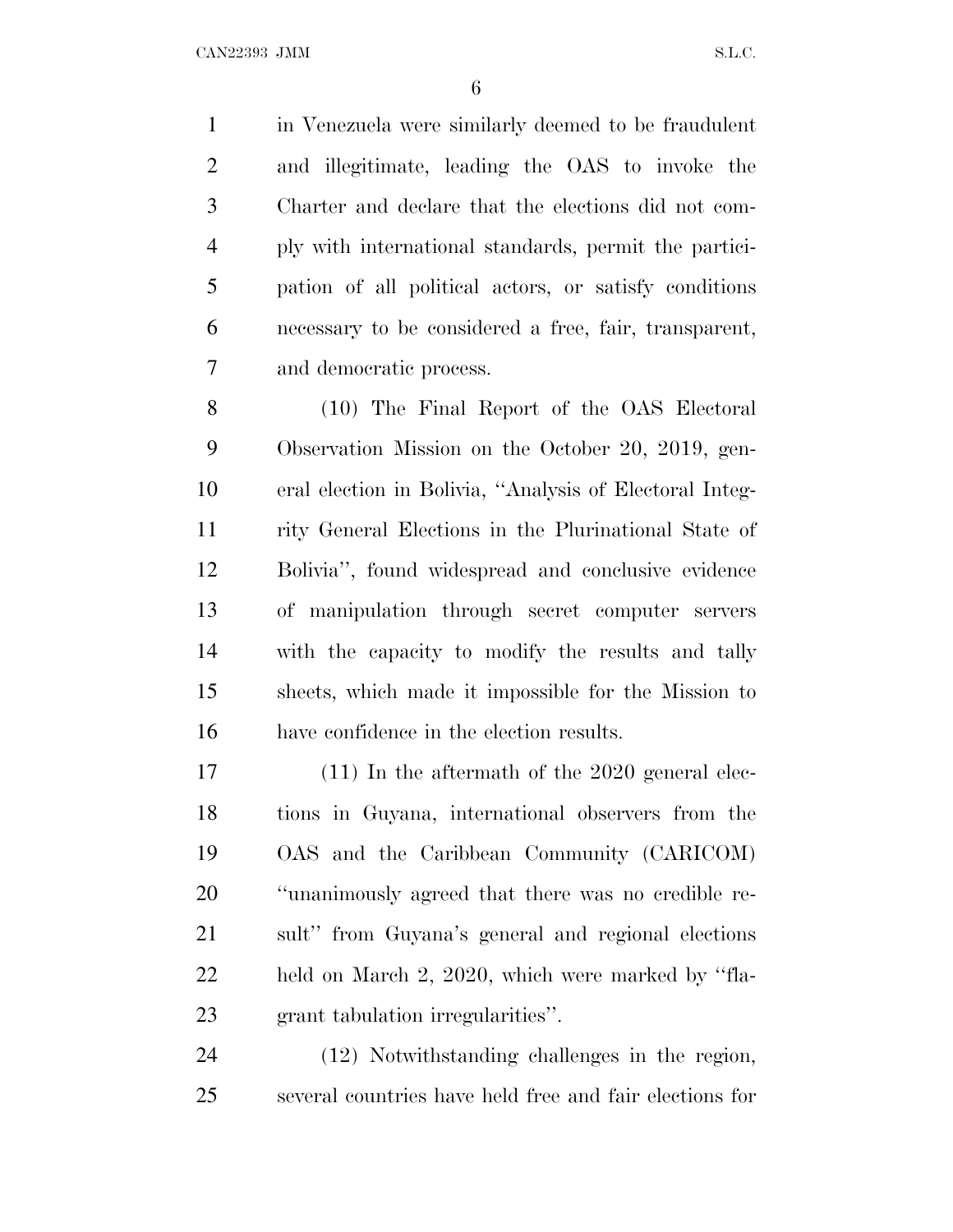in Venezuela were similarly deemed to be fraudulent and illegitimate, leading the OAS to invoke the Charter and declare that the elections did not comply with international standards, permit the participation of all political actors, or satisfy conditions necessary to be considered a free, fair, transparent, and democratic process.

(10) The Final Report of the OAS Electoral Observation Mission on the October 20, 2019, general election in Bolivia, "Analysis of Electoral Integrity General Elections in the Plurinational State of Bolivia", found widespread and conclusive evidence of manipulation through secret computer servers with the capacity to modify the results and tally sheets, which made it impossible for the Mission to have confidence in the election results.

(11) In the aftermath of the 2020 general elections in Guyana, international observers from the OAS and the Caribbean Community (CARICOM) "unanimously agreed that there was no credible result" from Guyana's general and regional elections held on March 2, 2020, which were marked by "flagrant tabulation irregularities".

(12) Notwithstanding challenges in the region, several countries have held free and fair elections for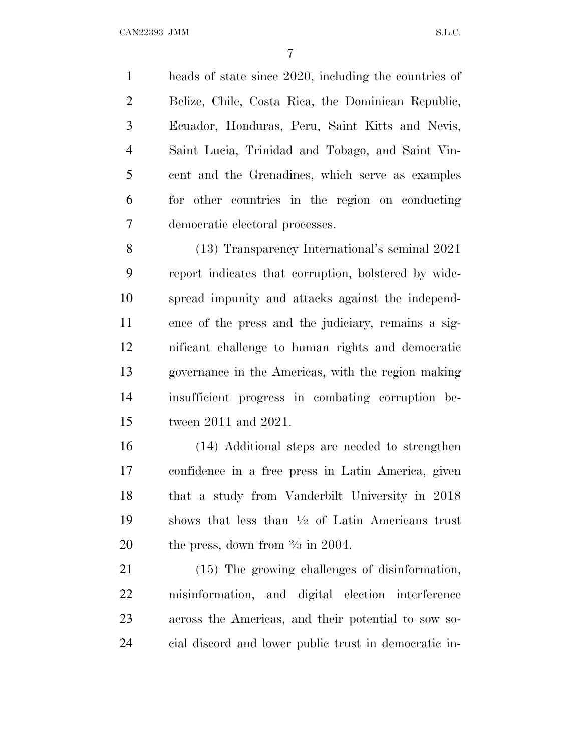heads of state since 2020, including the countries of Belize, Chile, Costa Rica, the Dominican Republic, Ecuador, Honduras, Peru, Saint Kitts and Nevis, Saint Lucia, Trinidad and Tobago, and Saint Vincent and the Grenadines, which serve as examples for other countries in the region on conducting democratic electoral processes.

(13) Transparency International's seminal 2021 report indicates that corruption, bolstered by widespread impunity and attacks against the independence of the press and the judiciary, remains a significant challenge to human rights and democratic governance in the Americas, with the region making insufficient progress in combating corruption between 2011 and 2021.

(14) Additional steps are needed to strengthen confidence in a free press in Latin America, given that a study from Vanderbilt University in 2018 shows that less than ½ of Latin Americans trust the press, down from ⅔ in 2004.

(15) The growing challenges of disinformation, misinformation, and digital election interference across the Americas, and their potential to sow social discord and lower public trust in democratic in-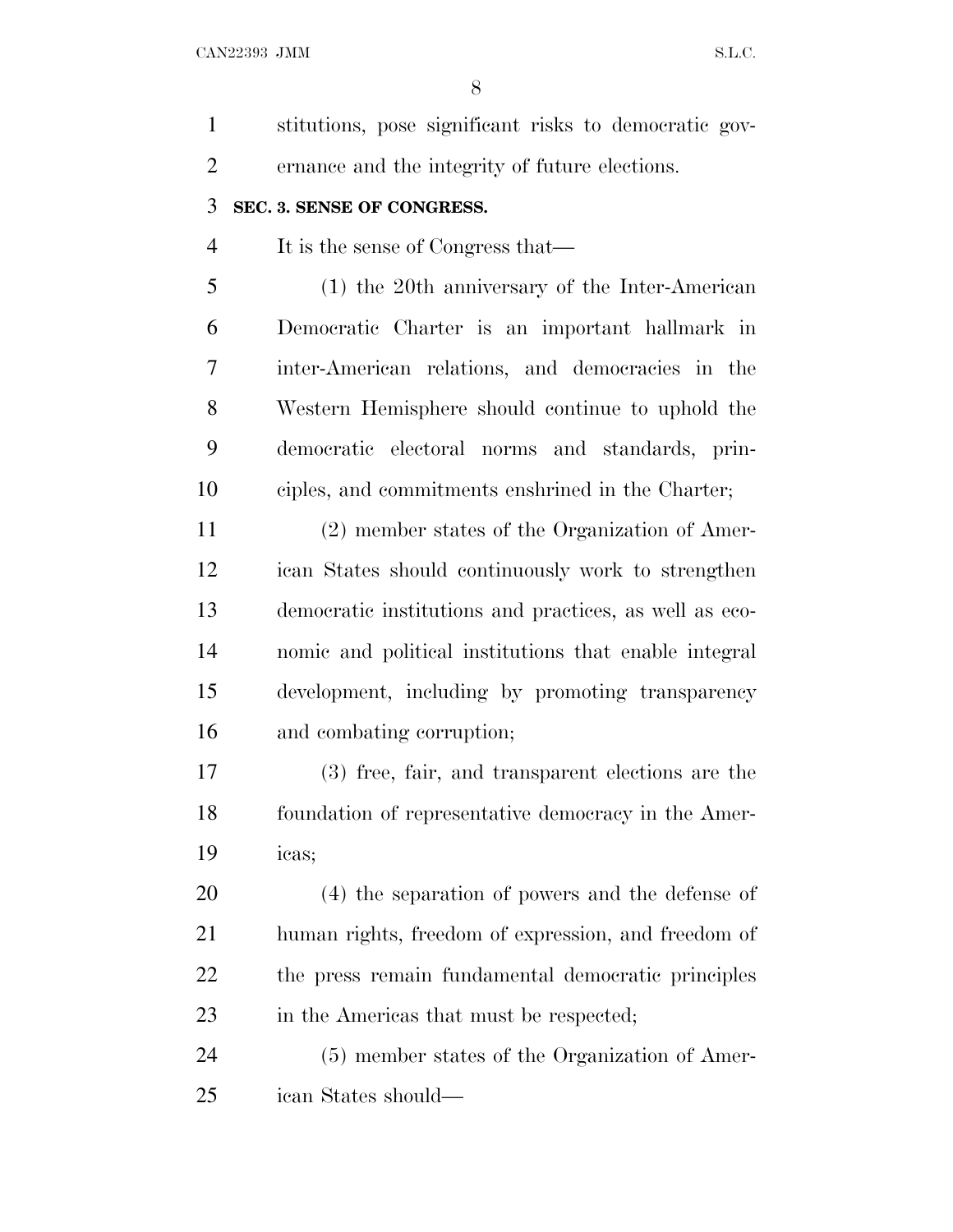stitutions, pose significant risks to democratic governance and the integrity of future elections.

**SEC. 3. SENSE OF CONGRESS.**

It is the sense of Congress that—

(1) the 20th anniversary of the Inter-American Democratic Charter is an important hallmark in inter-American relations, and democracies in the Western Hemisphere should continue to uphold the democratic electoral norms and standards, principles, and commitments enshrined in the Charter;

(2) member states of the Organization of American States should continuously work to strengthen democratic institutions and practices, as well as economic and political institutions that enable integral development, including by promoting transparency and combating corruption;

(3) free, fair, and transparent elections are the foundation of representative democracy in the Americas;

(4) the separation of powers and the defense of human rights, freedom of expression, and freedom of the press remain fundamental democratic principles in the Americas that must be respected;

(5) member states of the Organization of American States should—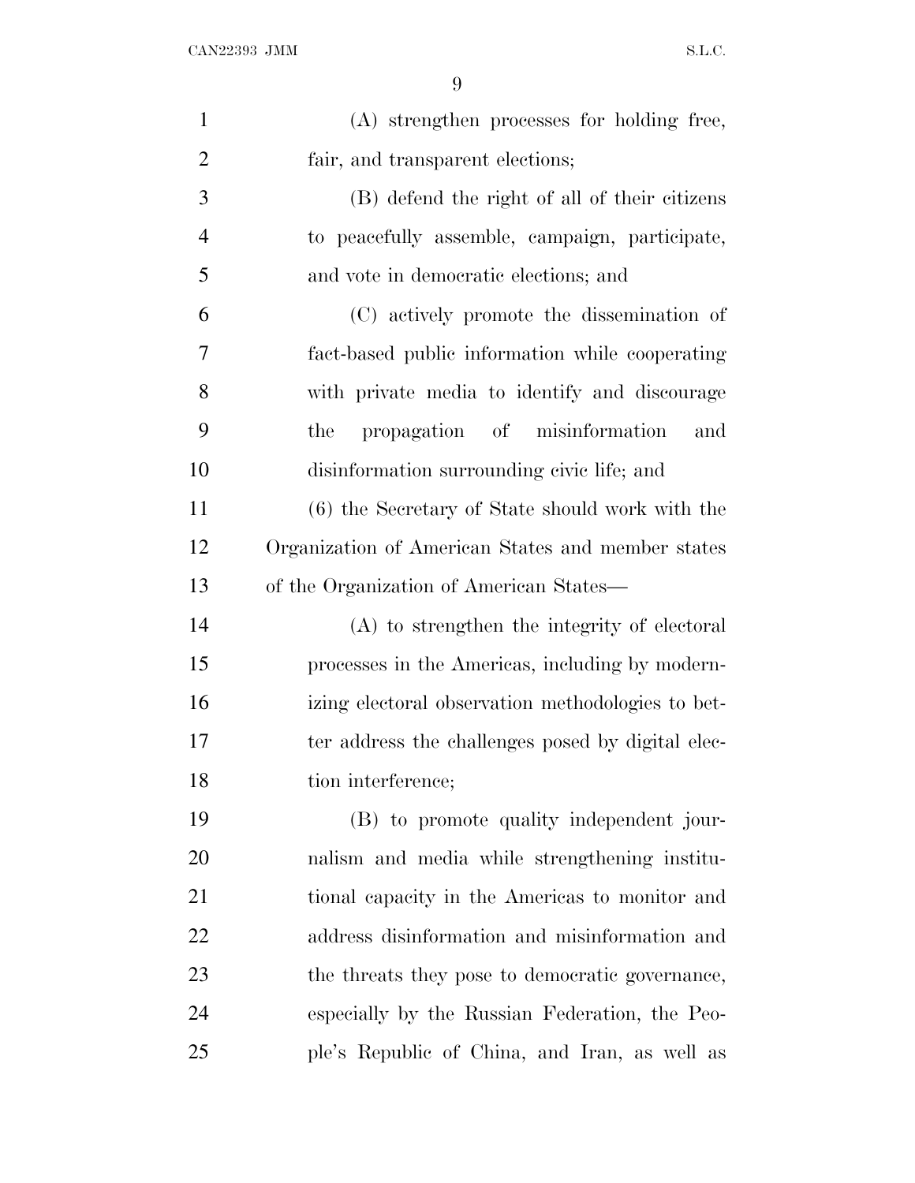(A) strengthen processes for holding free, fair, and transparent elections;

(B) defend the right of all of their citizens to peacefully assemble, campaign, participate, and vote in democratic elections; and

(C) actively promote the dissemination of fact-based public information while cooperating with private media to identify and discourage the propagation of misinformation and disinformation surrounding civic life; and

(6) the Secretary of State should work with the Organization of American States and member states of the Organization of American States—

(A) to strengthen the integrity of electoral processes in the Americas, including by modernizing electoral observation methodologies to better address the challenges posed by digital election interference;

(B) to promote quality independent journalism and media while strengthening institutional capacity in the Americas to monitor and address disinformation and misinformation and the threats they pose to democratic governance, especially by the Russian Federation, the People's Republic of China, and Iran, as well as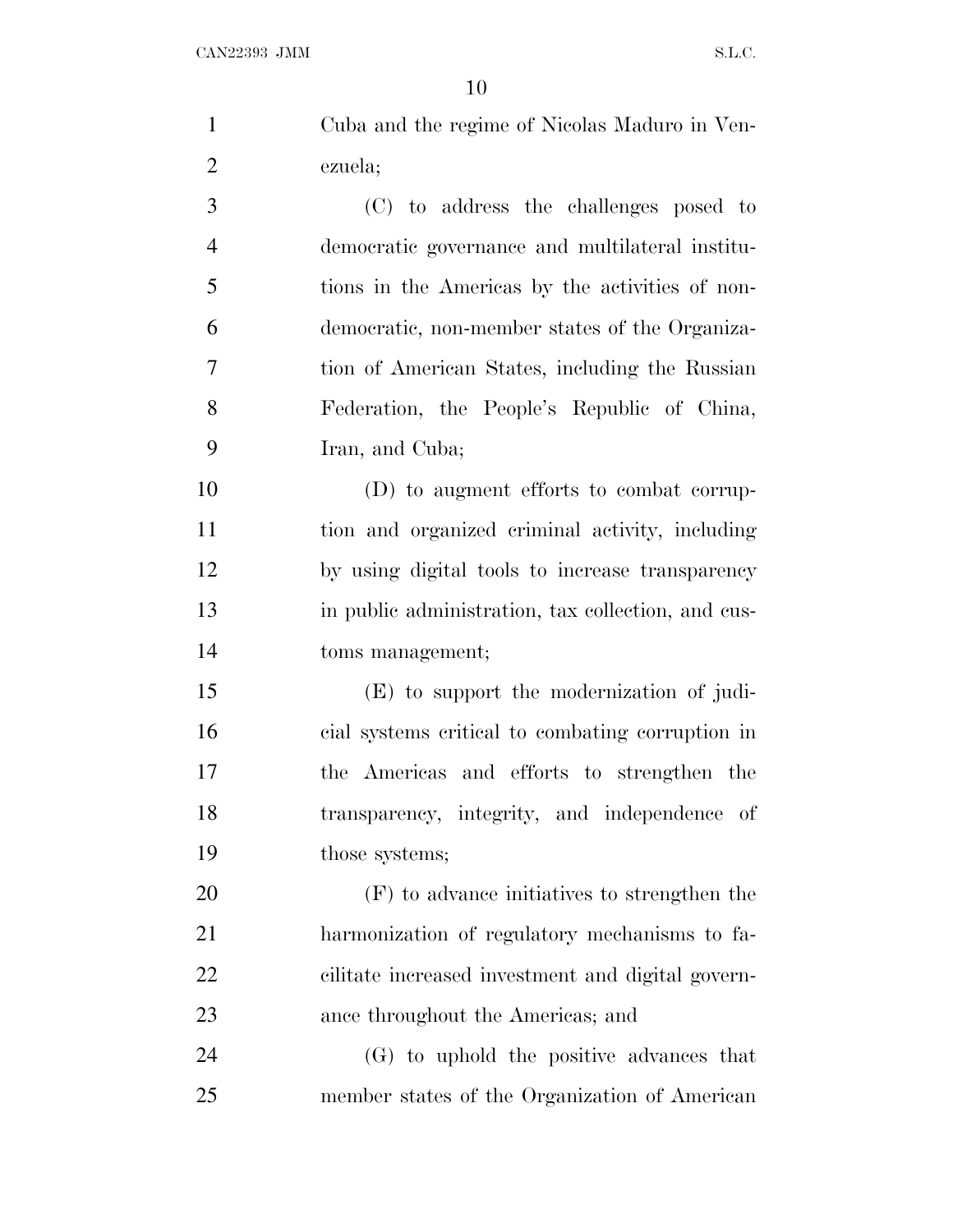Cuba and the regime of Nicolas Maduro in Venezuela;

(C) to address the challenges posed to democratic governance and multilateral institutions in the Americas by the activities of non-democratic, non-member states of the Organization of American States, including the Russian Federation, the People's Republic of China, Iran, and Cuba;

(D) to augment efforts to combat corruption and organized criminal activity, including by using digital tools to increase transparency in public administration, tax collection, and customs management;

(E) to support the modernization of judicial systems critical to combating corruption in the Americas and efforts to strengthen the transparency, integrity, and independence of those systems;

(F) to advance initiatives to strengthen the harmonization of regulatory mechanisms to facilitate increased investment and digital governance throughout the Americas; and

(G) to uphold the positive advances that member states of the Organization of American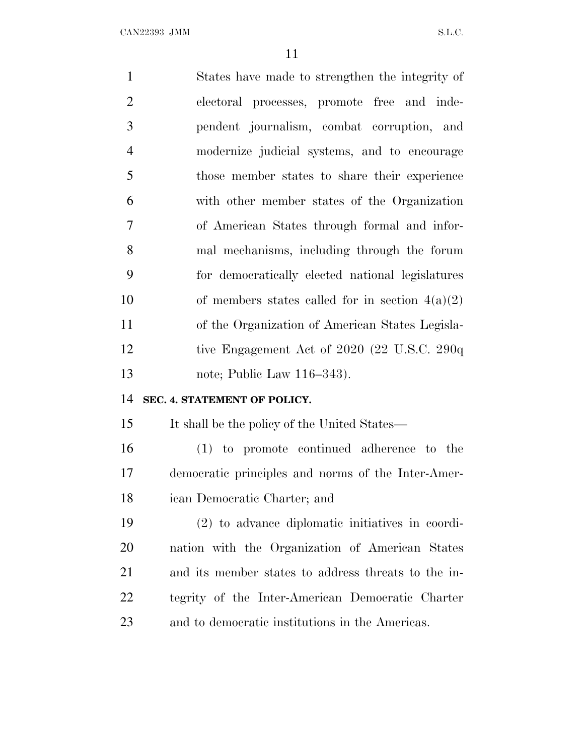States have made to strengthen the integrity of electoral processes, promote free and independent journalism, combat corruption, and modernize judicial systems, and to encourage those member states to share their experience with other member states of the Organization of American States through formal and informal mechanisms, including through the forum for democratically elected national legislatures of members states called for in section 4(a)(2) of the Organization of American States Legislative Engagement Act of 2020 (22 U.S.C. 290q note; Public Law 116–343).

**SEC. 4. STATEMENT OF POLICY.**

It shall be the policy of the United States—

(1) to promote continued adherence to the democratic principles and norms of the Inter-American Democratic Charter; and

(2) to advance diplomatic initiatives in coordination with the Organization of American States and its member states to address threats to the integrity of the Inter-American Democratic Charter and to democratic institutions in the Americas.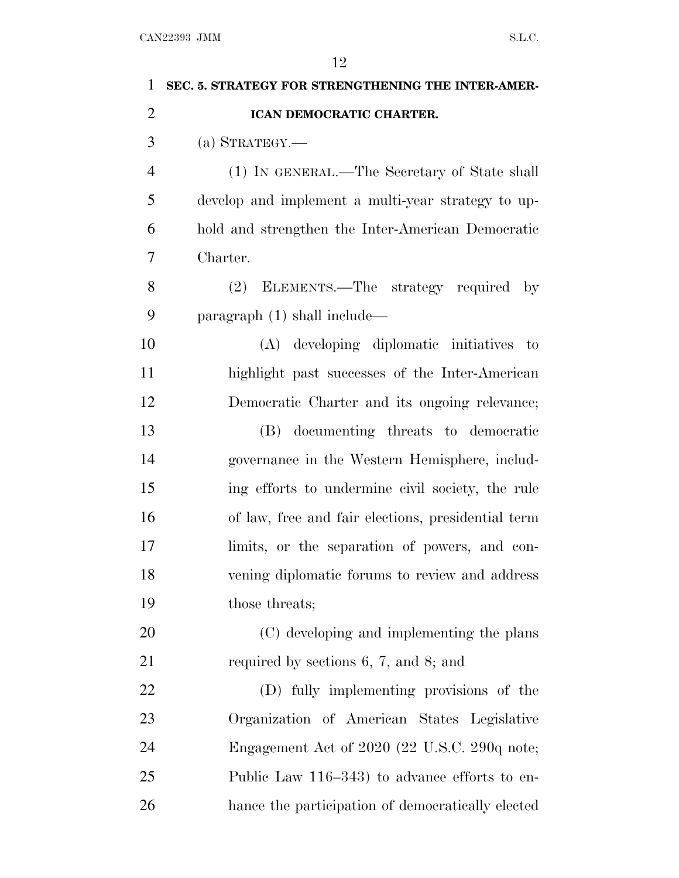**SEC. 5. STRATEGY FOR STRENGTHENING THE INTER-AMERICAN DEMOCRATIC CHARTER.**

(a) STRATEGY.—

(1) IN GENERAL.—The Secretary of State shall develop and implement a multi-year strategy to uphold and strengthen the Inter-American Democratic Charter.

(2) ELEMENTS.—The strategy required by paragraph (1) shall include—

(A) developing diplomatic initiatives to highlight past successes of the Inter-American Democratic Charter and its ongoing relevance;

(B) documenting threats to democratic governance in the Western Hemisphere, including efforts to undermine civil society, the rule of law, free and fair elections, presidential term limits, or the separation of powers, and convening diplomatic forums to review and address those threats;

(C) developing and implementing the plans required by sections 6, 7, and 8; and

(D) fully implementing provisions of the Organization of American States Legislative Engagement Act of 2020 (22 U.S.C. 290q note; Public Law 116–343) to advance efforts to enhance the participation of democratically elected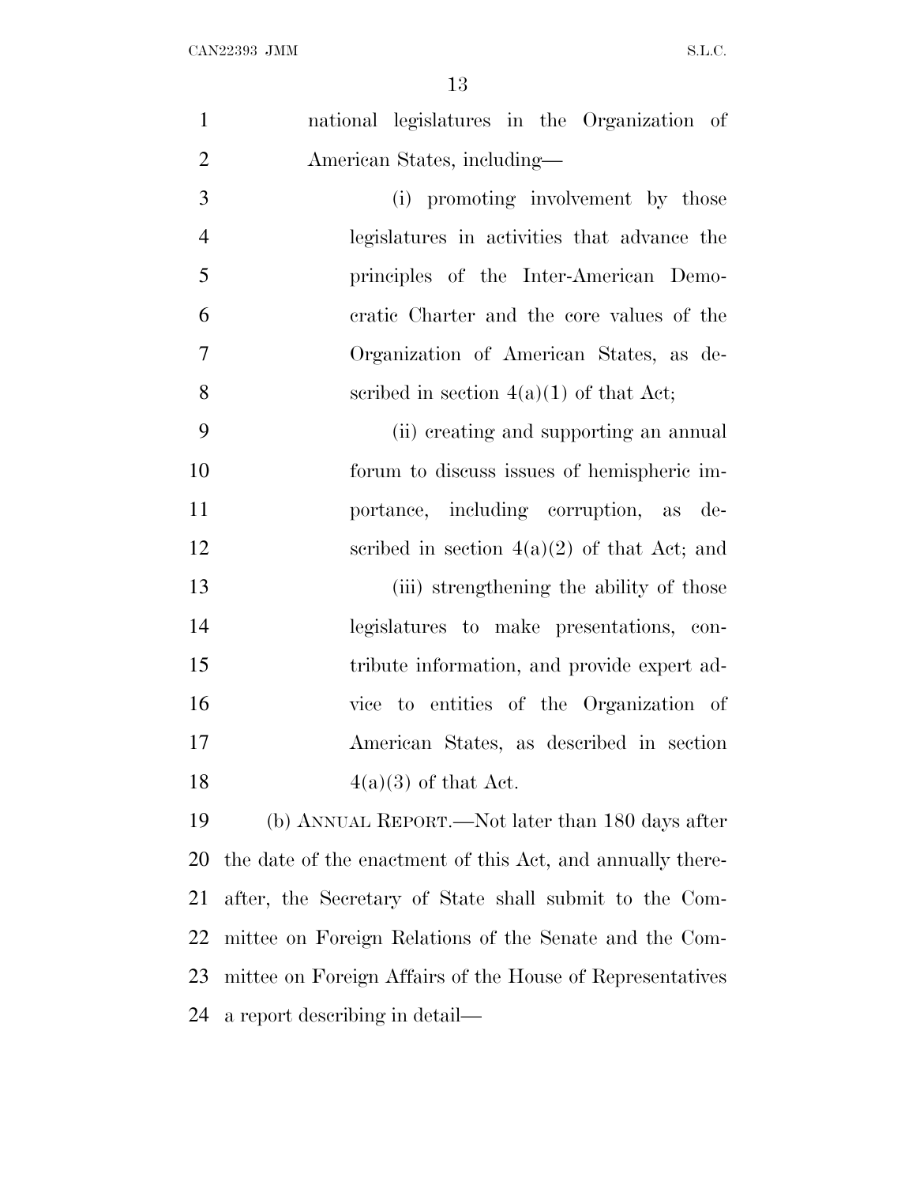national legislatures in the Organization of American States, including—

(i) promoting involvement by those legislatures in activities that advance the principles of the Inter-American Democratic Charter and the core values of the Organization of American States, as described in section 4(a)(1) of that Act;

(ii) creating and supporting an annual forum to discuss issues of hemispheric importance, including corruption, as described in section 4(a)(2) of that Act; and

(iii) strengthening the ability of those legislatures to make presentations, contribute information, and provide expert advice to entities of the Organization of American States, as described in section 4(a)(3) of that Act.

(b) ANNUAL REPORT.—Not later than 180 days after the date of the enactment of this Act, and annually thereafter, the Secretary of State shall submit to the Committee on Foreign Relations of the Senate and the Committee on Foreign Affairs of the House of Representatives a report describing in detail—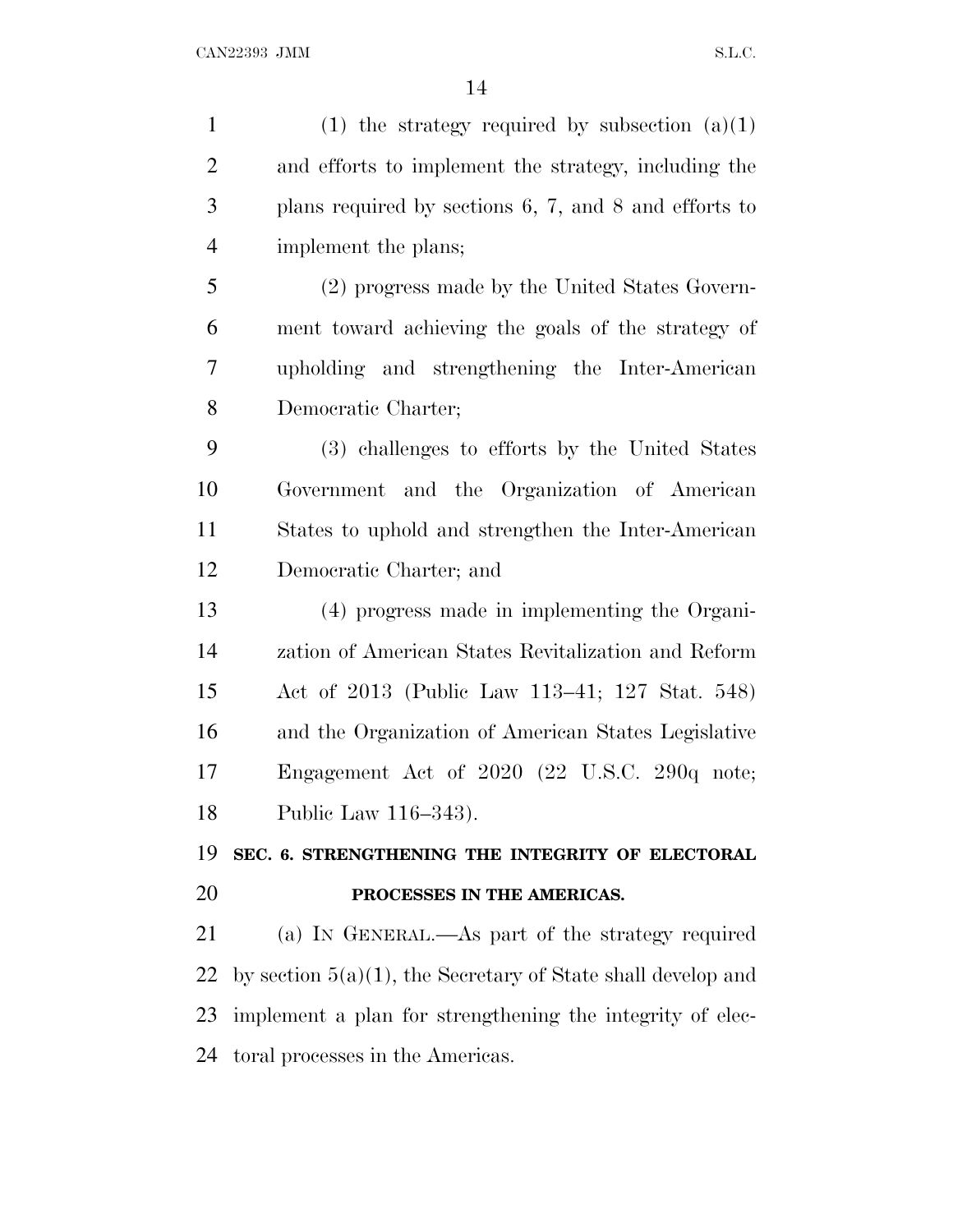(1) the strategy required by subsection (a)(1) and efforts to implement the strategy, including the plans required by sections 6, 7, and 8 and efforts to implement the plans;

(2) progress made by the United States Government toward achieving the goals of the strategy of upholding and strengthening the Inter-American Democratic Charter;

(3) challenges to efforts by the United States Government and the Organization of American States to uphold and strengthen the Inter-American Democratic Charter; and

(4) progress made in implementing the Organization of American States Revitalization and Reform Act of 2013 (Public Law 113–41; 127 Stat. 548) and the Organization of American States Legislative Engagement Act of 2020 (22 U.S.C. 290q note; Public Law 116–343).

## SEC. 6. STRENGTHENING THE INTEGRITY OF ELECTORAL PROCESSES IN THE AMERICAS.

(a) IN GENERAL.—As part of the strategy required by section 5(a)(1), the Secretary of State shall develop and implement a plan for strengthening the integrity of electoral processes in the Americas.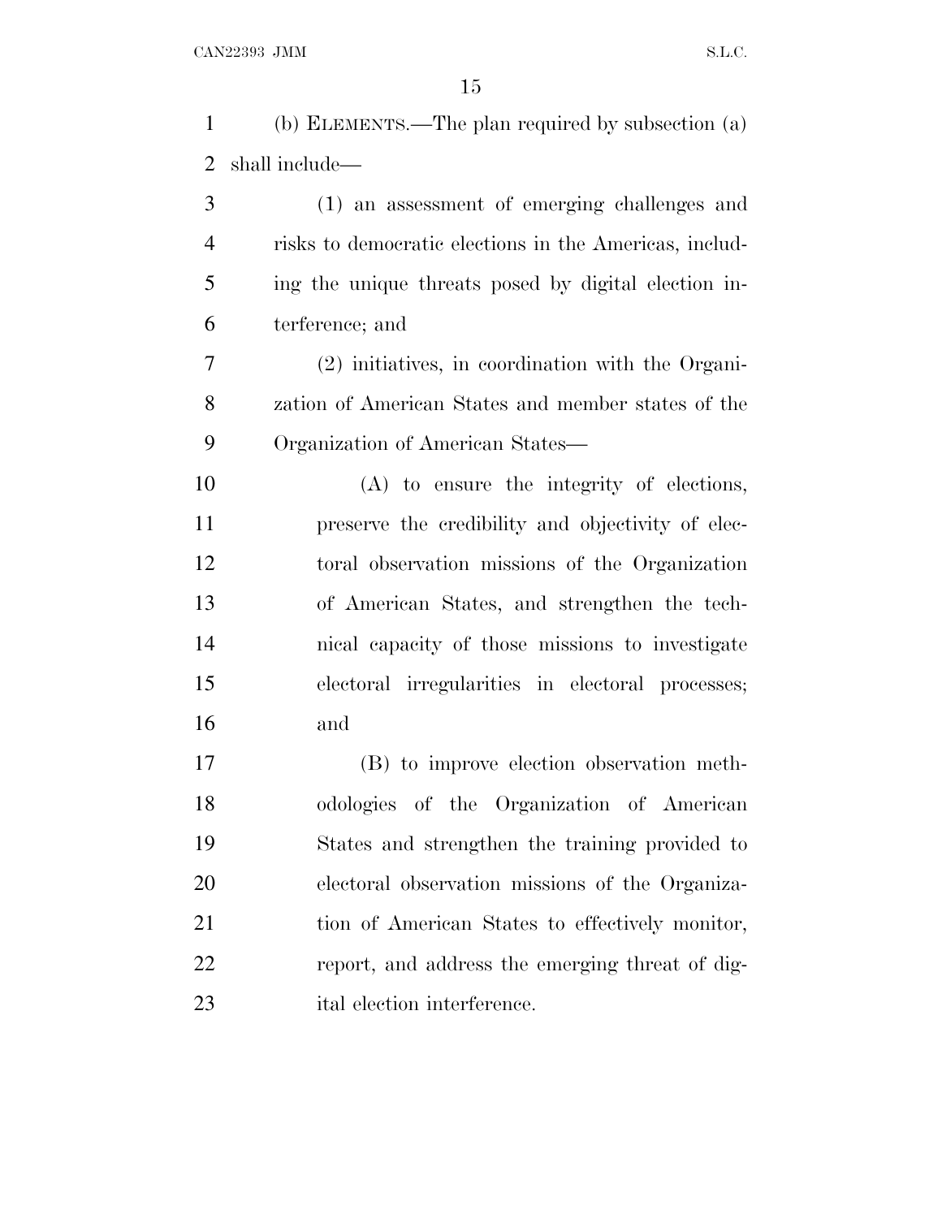(b) ELEMENTS.—The plan required by subsection (a) shall include—

(1) an assessment of emerging challenges and risks to democratic elections in the Americas, including the unique threats posed by digital election interference; and

(2) initiatives, in coordination with the Organization of American States and member states of the Organization of American States—

(A) to ensure the integrity of elections, preserve the credibility and objectivity of electoral observation missions of the Organization of American States, and strengthen the technical capacity of those missions to investigate electoral irregularities in electoral processes; and

(B) to improve election observation methodologies of the Organization of American States and strengthen the training provided to electoral observation missions of the Organization of American States to effectively monitor, report, and address the emerging threat of digital election interference.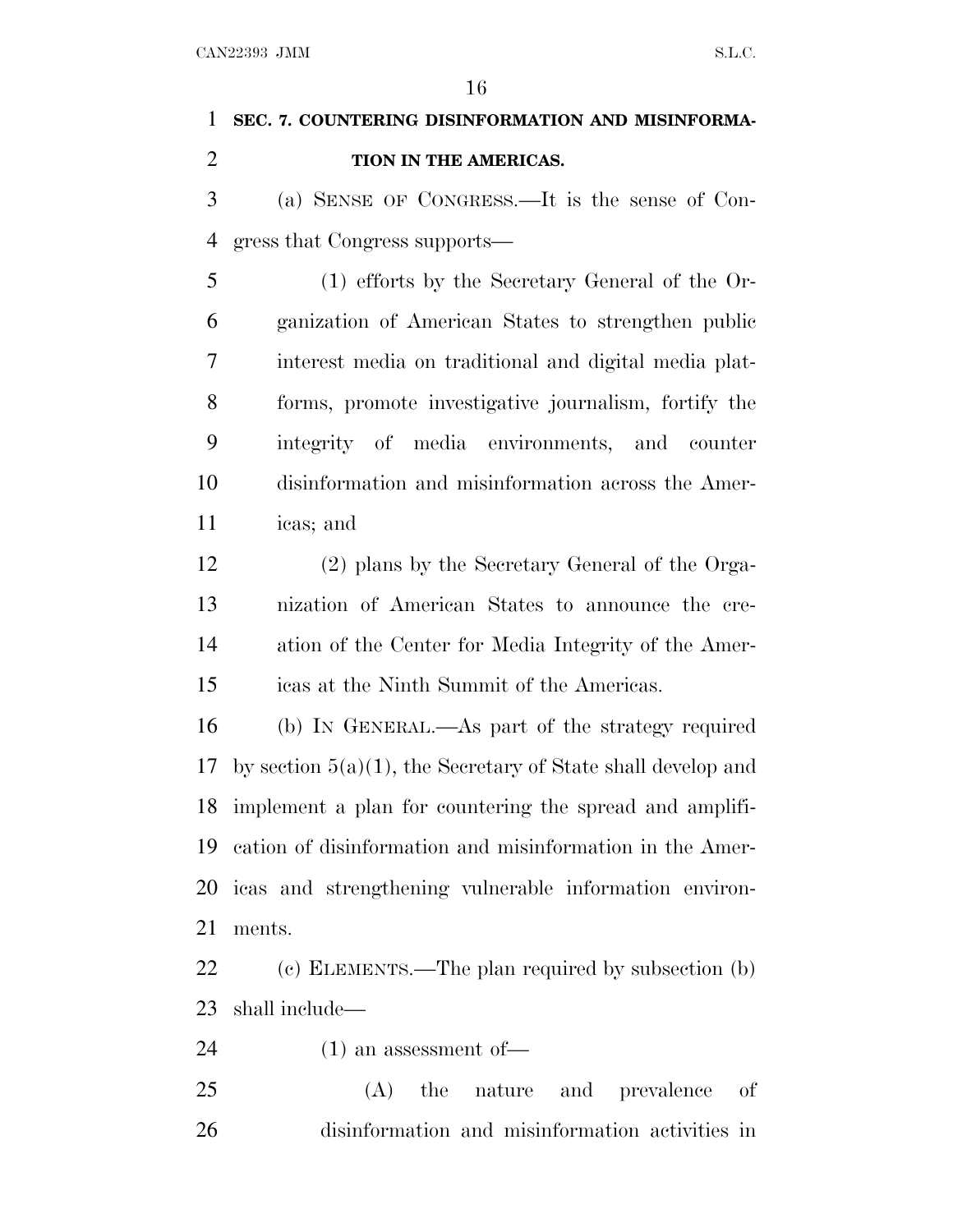## SEC. 7. COUNTERING DISINFORMATION AND MISINFORMATION IN THE AMERICAS.

(a) SENSE OF CONGRESS.—It is the sense of Congress that Congress supports—

(1) efforts by the Secretary General of the Organization of American States to strengthen public interest media on traditional and digital media platforms, promote investigative journalism, fortify the integrity of media environments, and counter disinformation and misinformation across the Americas; and

(2) plans by the Secretary General of the Organization of American States to announce the creation of the Center for Media Integrity of the Americas at the Ninth Summit of the Americas.

(b) IN GENERAL.—As part of the strategy required by section 5(a)(1), the Secretary of State shall develop and implement a plan for countering the spread and amplification of disinformation and misinformation in the Americas and strengthening vulnerable information environments.

(c) ELEMENTS.—The plan required by subsection (b) shall include—

(1) an assessment of—

(A) the nature and prevalence of disinformation and misinformation activities in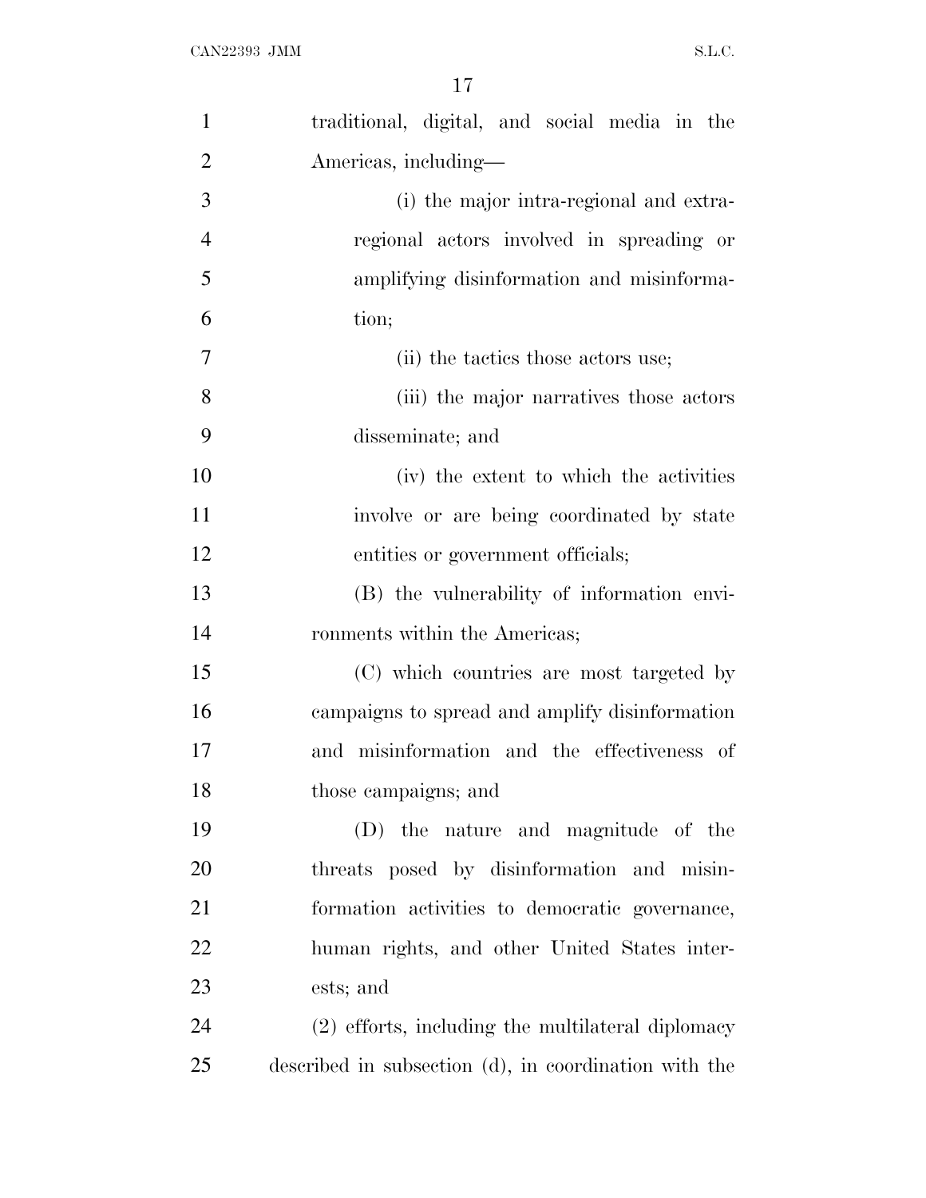traditional, digital, and social media in the Americas, including—

(i) the major intra-regional and extra-regional actors involved in spreading or amplifying disinformation and misinformation;

(ii) the tactics those actors use;

(iii) the major narratives those actors disseminate; and

(iv) the extent to which the activities involve or are being coordinated by state entities or government officials;

(B) the vulnerability of information environments within the Americas;

(C) which countries are most targeted by campaigns to spread and amplify disinformation and misinformation and the effectiveness of those campaigns; and

(D) the nature and magnitude of the threats posed by disinformation and misinformation activities to democratic governance, human rights, and other United States interests; and

(2) efforts, including the multilateral diplomacy described in subsection (d), in coordination with the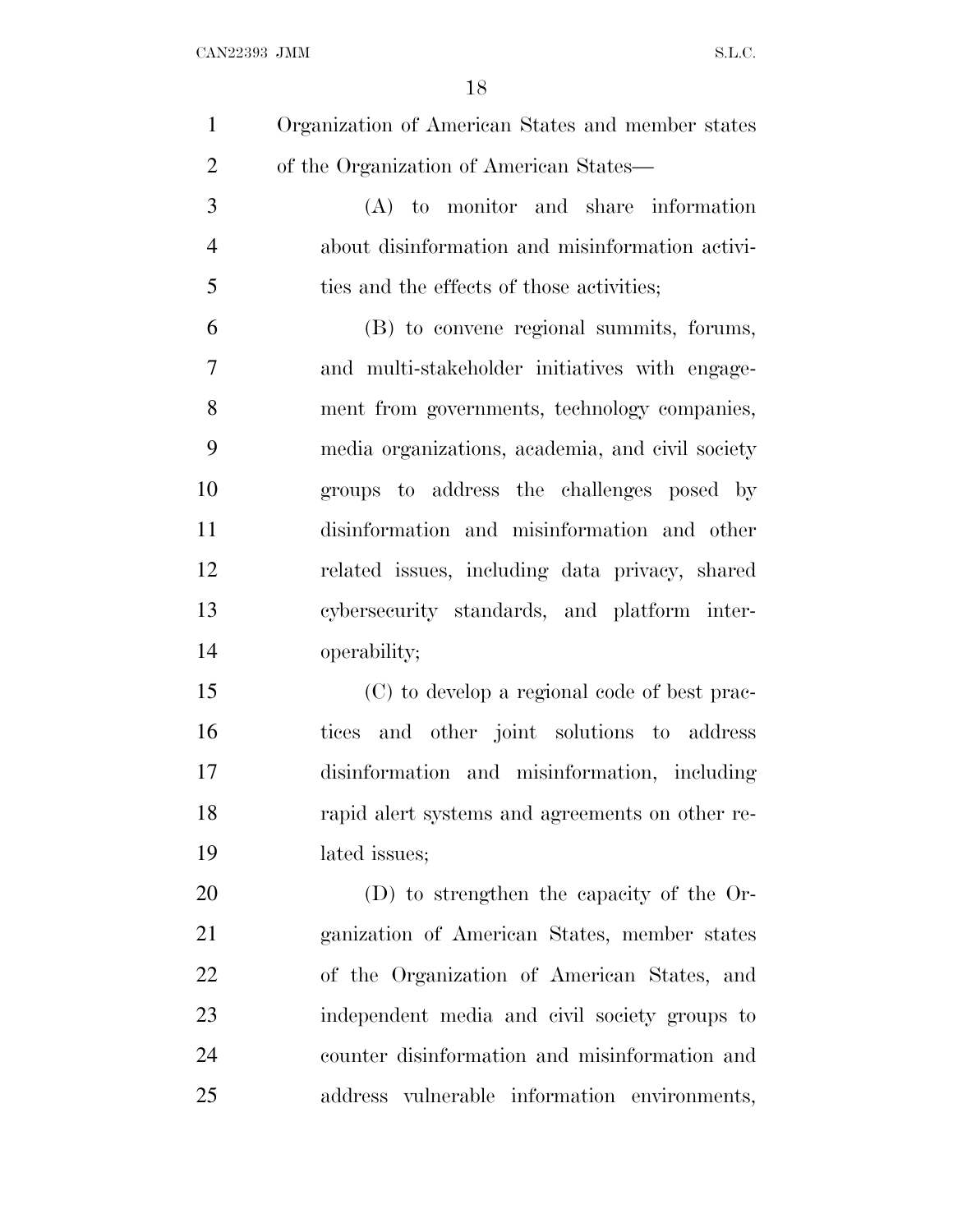Organization of American States and member states of the Organization of American States—

(A) to monitor and share information about disinformation and misinformation activities and the effects of those activities;

(B) to convene regional summits, forums, and multi-stakeholder initiatives with engagement from governments, technology companies, media organizations, academia, and civil society groups to address the challenges posed by disinformation and misinformation and other related issues, including data privacy, shared cybersecurity standards, and platform interoperability;

(C) to develop a regional code of best practices and other joint solutions to address disinformation and misinformation, including rapid alert systems and agreements on other related issues;

(D) to strengthen the capacity of the Organization of American States, member states of the Organization of American States, and independent media and civil society groups to counter disinformation and misinformation and address vulnerable information environments,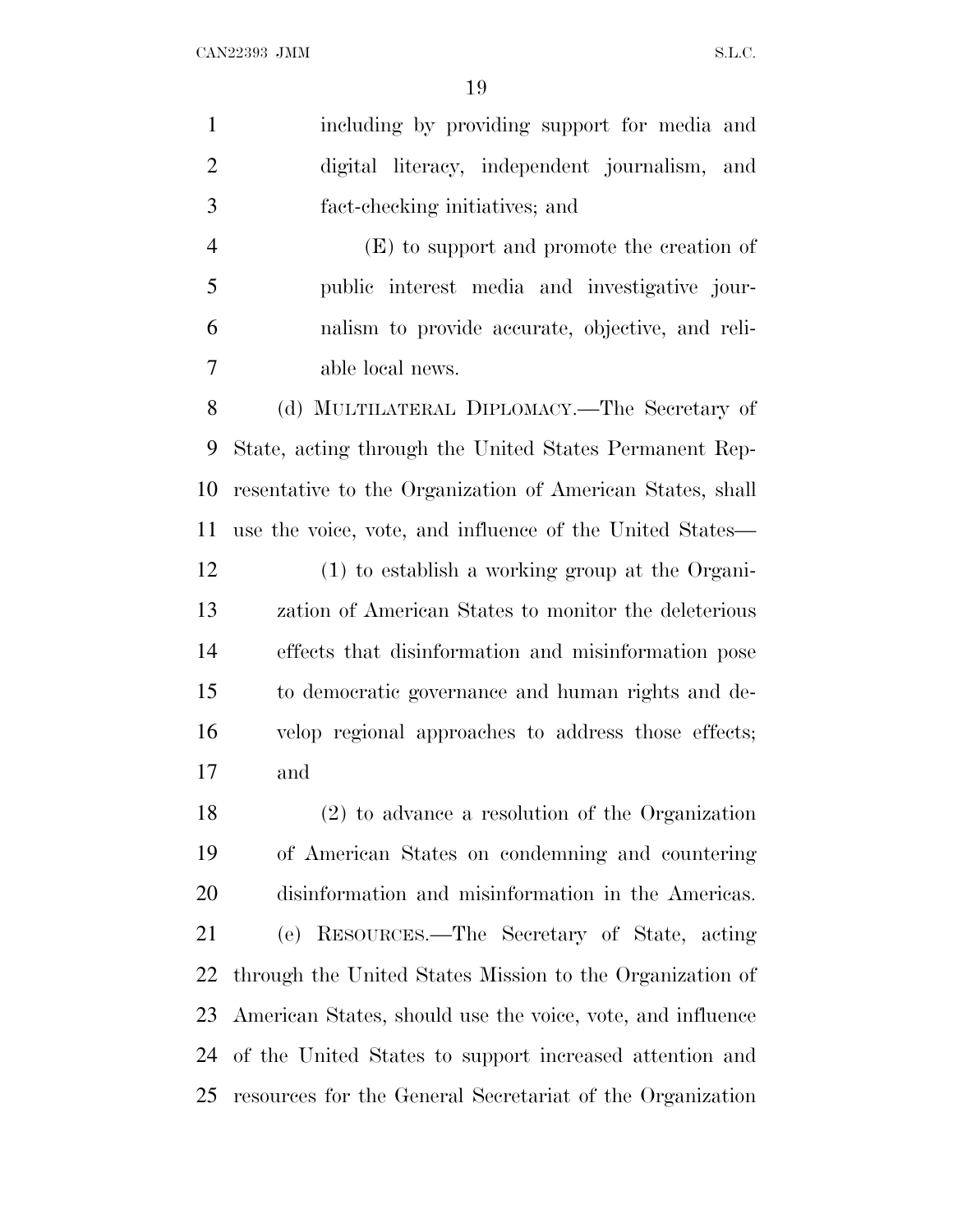including by providing support for media and digital literacy, independent journalism, and fact-checking initiatives; and

(E) to support and promote the creation of public interest media and investigative journalism to provide accurate, objective, and reliable local news.

(d) MULTILATERAL DIPLOMACY.—The Secretary of State, acting through the United States Permanent Representative to the Organization of American States, shall use the voice, vote, and influence of the United States—

(1) to establish a working group at the Organization of American States to monitor the deleterious effects that disinformation and misinformation pose to democratic governance and human rights and develop regional approaches to address those effects; and

(2) to advance a resolution of the Organization of American States on condemning and countering disinformation and misinformation in the Americas.

(e) RESOURCES.—The Secretary of State, acting through the United States Mission to the Organization of American States, should use the voice, vote, and influence of the United States to support increased attention and resources for the General Secretariat of the Organization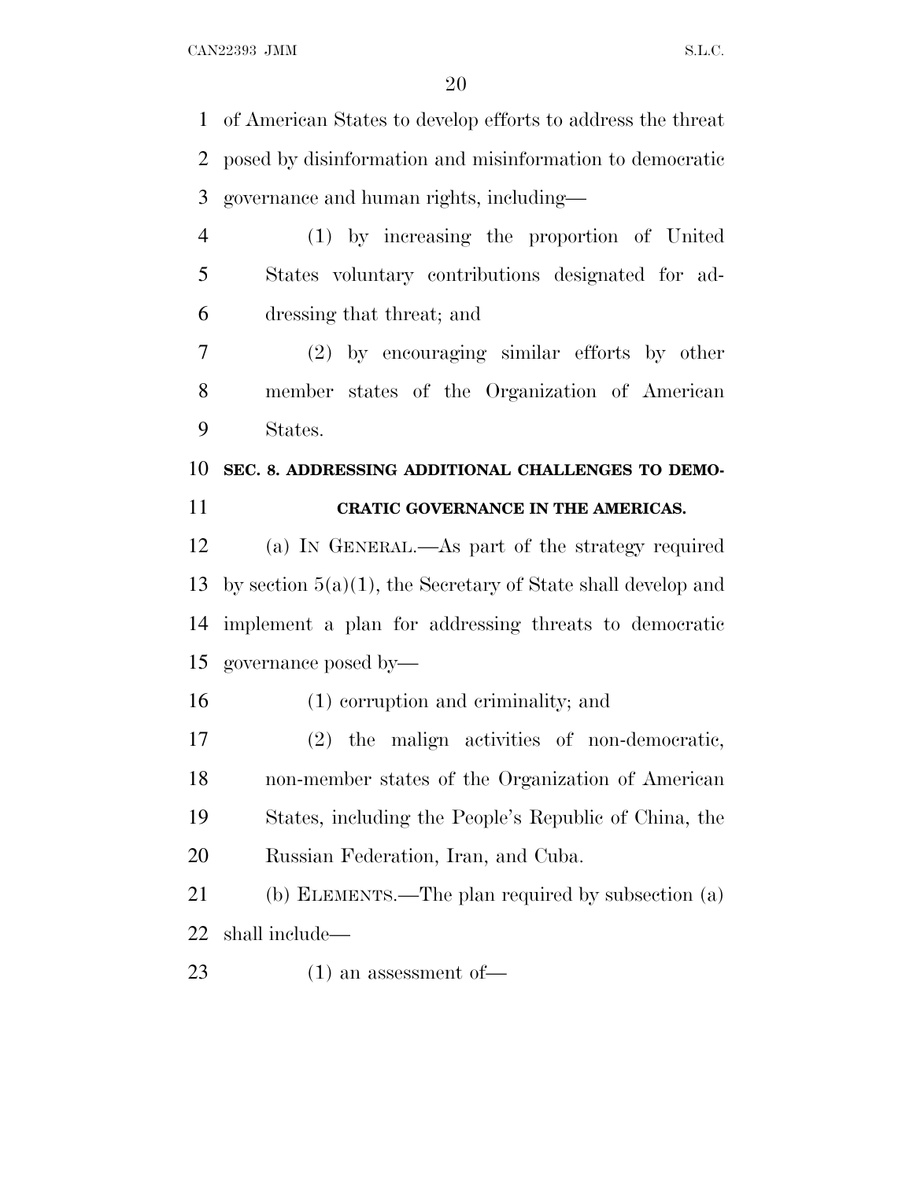of American States to develop efforts to address the threat posed by disinformation and misinformation to democratic governance and human rights, including—

(1) by increasing the proportion of United States voluntary contributions designated for addressing that threat; and

(2) by encouraging similar efforts by other member states of the Organization of American States.

## SEC. 8. ADDRESSING ADDITIONAL CHALLENGES TO DEMOCRATIC GOVERNANCE IN THE AMERICAS.

(a) IN GENERAL.—As part of the strategy required by section 5(a)(1), the Secretary of State shall develop and implement a plan for addressing threats to democratic governance posed by—

(1) corruption and criminality; and

(2) the malign activities of non-democratic, non-member states of the Organization of American States, including the People's Republic of China, the Russian Federation, Iran, and Cuba.

(b) ELEMENTS.—The plan required by subsection (a) shall include—

(1) an assessment of—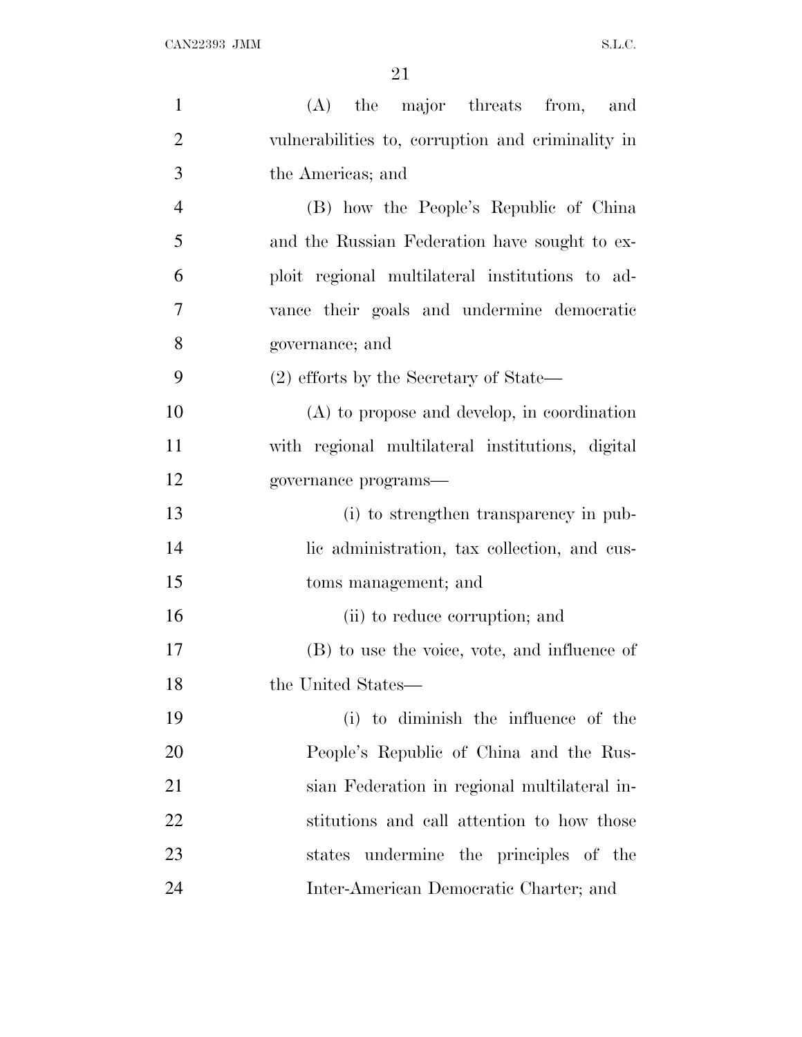(A) the major threats from, and vulnerabilities to, corruption and criminality in the Americas; and

(B) how the People's Republic of China and the Russian Federation have sought to exploit regional multilateral institutions to advance their goals and undermine democratic governance; and

(2) efforts by the Secretary of State—

(A) to propose and develop, in coordination with regional multilateral institutions, digital governance programs—

(i) to strengthen transparency in public administration, tax collection, and customs management; and

(ii) to reduce corruption; and

(B) to use the voice, vote, and influence of the United States—

(i) to diminish the influence of the People's Republic of China and the Russian Federation in regional multilateral institutions and call attention to how those states undermine the principles of the Inter-American Democratic Charter; and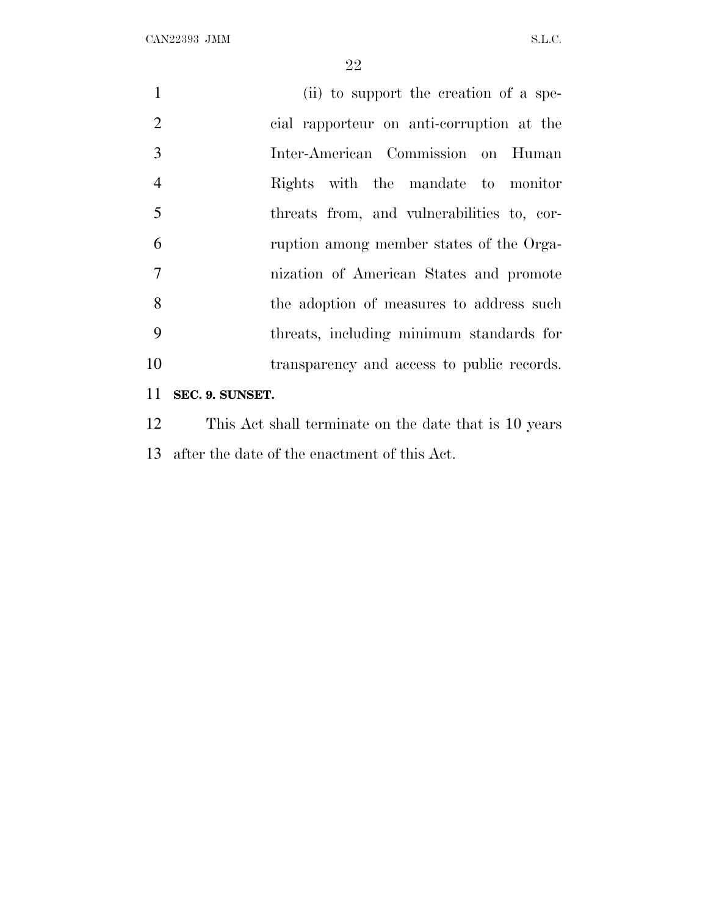(ii) to support the creation of a special rapporteur on anti-corruption at the Inter-American Commission on Human Rights with the mandate to monitor threats from, and vulnerabilities to, corruption among member states of the Organization of American States and promote the adoption of measures to address such threats, including minimum standards for transparency and access to public records.

**SEC. 9. SUNSET.**

This Act shall terminate on the date that is 10 years after the date of the enactment of this Act.